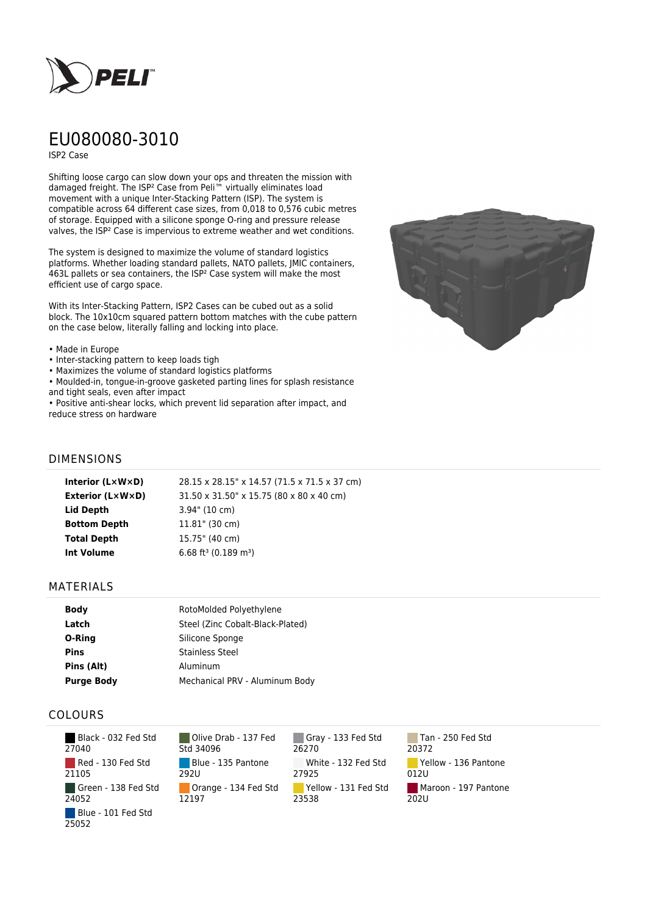PELI

# EU080080-3010

ISP2 Case

Shifting loose cargo can slow down your ops and threaten the mission with damaged freight. The ISP² Case from Peli™ virtually eliminates load movement with a unique Inter-Stacking Pattern (ISP). The system is compatible across 64 different case sizes, from 0,018 to 0,576 cubic metres of storage. Equipped with a silicone sponge O-ring and pressure release valves, the ISP² Case is impervious to extreme weather and wet conditions.

The system is designed to maximize the volume of standard logistics platforms. Whether loading standard pallets, NATO pallets, JMIC containers, 463L pallets or sea containers, the ISP² Case system will make the most efficient use of cargo space.

With its Inter-Stacking Pattern, ISP2 Cases can be cubed out as a solid block. The 10x10cm squared pattern bottom matches with the cube pattern on the case below, literally falling and locking into place.

- Made in Europe
- Inter-stacking pattern to keep loads tigh
- Maximizes the volume of standard logistics platforms
- Moulded-in, tongue-in-groove gasketed parting lines for splash resistance and tight seals, even after impact
- Positive anti-shear locks, which prevent lid separation after impact, and reduce stress on hardware

## DIMENSIONS

| | |
|---|---|
| **Interior (L×W×D)** | 28.15 x 28.15" x 14.57 (71.5 x 71.5 x 37 cm) |
| **Exterior (L×W×D)** | 31.50 x 31.50" x 15.75 (80 x 80 x 40 cm) |
| **Lid Depth** | 3.94" (10 cm) |
| **Bottom Depth** | 11.81" (30 cm) |
| **Total Depth** | 15.75" (40 cm) |
| **Int Volume** | 6.68 ft³ (0.189 m³) |

## MATERIALS

| | |
|---|---|
| **Body** | RotoMolded Polyethylene |
| **Latch** | Steel (Zinc Cobalt-Black-Plated) |
| **O-Ring** | Silicone Sponge |
| **Pins** | Stainless Steel |
| **Pins (Alt)** | Aluminum |
| **Purge Body** | Mechanical PRV - Aluminum Body |

## COLOURS

- Black - 032 Fed Std 27040
- Olive Drab - 137 Fed Std 34096
- Gray - 133 Fed Std 26270
- Tan - 250 Fed Std 20372
- Red - 130 Fed Std 21105
- Blue - 135 Pantone 292U
- White - 132 Fed Std 27925
- Yellow - 136 Pantone 012U
- Green - 138 Fed Std 24052
- Orange - 134 Fed Std 12197
- Yellow - 131 Fed Std 23538
- Maroon - 197 Pantone 202U
- Blue - 101 Fed Std 25052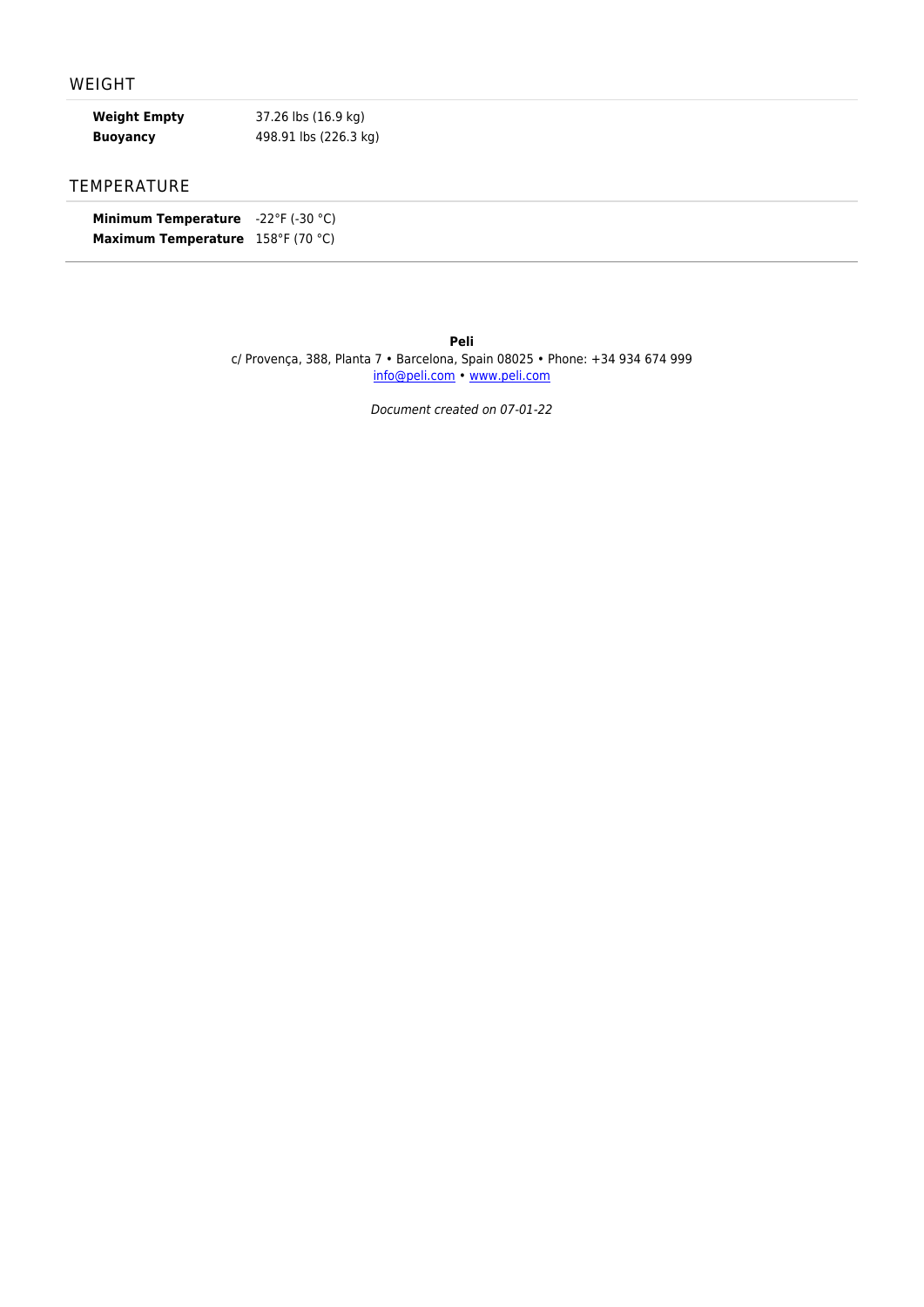## WEIGHT

| | |
|---|---|
| **Weight Empty** | 37.26 lbs (16.9 kg) |
| **Buoyancy** | 498.91 lbs (226.3 kg) |

## TEMPERATURE

| | |
|---|---|
| **Minimum Temperature** | -22°F (-30 °C) |
| **Maximum Temperature** | 158°F (70 °C) |

**Peli**
c/ Provença, 388, Planta 7 • Barcelona, Spain 08025 • Phone: +34 934 674 999
info@peli.com • www.peli.com

*Document created on 07-01-22*